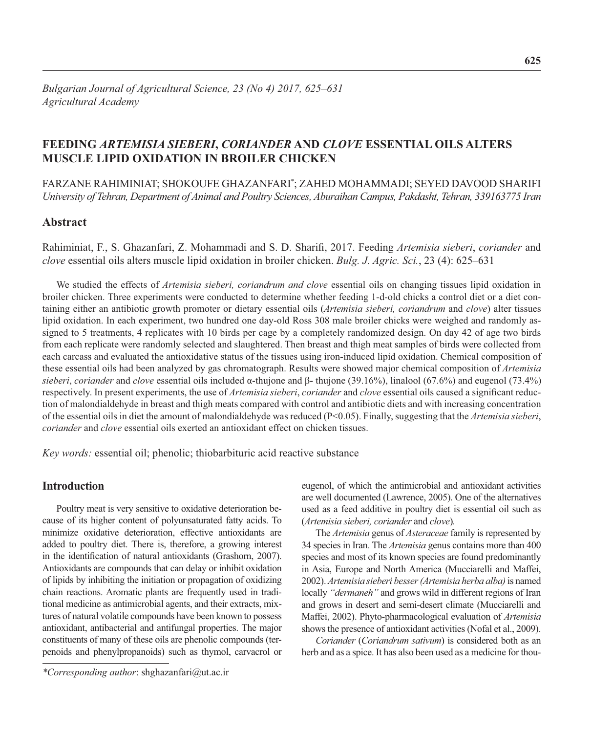*Bulgarian Journal of Agricultural Science, 23 (No 4) 2017, 625–631*
*Agricultural Academy*

# FEEDING *ARTEMISIA SIEBERI*, *CORIANDER* AND *CLOVE* ESSENTIAL OILS ALTERS MUSCLE LIPID OXIDATION IN BROILER CHICKEN

FARZANE RAHIMINIAT; SHOKOUFE GHAZANFARI*; ZAHED MOHAMMADI; SEYED DAVOOD SHARIFI
*University of Tehran, Department of Animal and Poultry Sciences, Aburaihan Campus, Pakdasht, Tehran, 339163775 Iran*

## Abstract

Rahiminiat, F., S. Ghazanfari, Z. Mohammadi and S. D. Sharifi, 2017. Feeding *Artemisia sieberi*, *coriander* and *clove* essential oils alters muscle lipid oxidation in broiler chicken. *Bulg. J. Agric. Sci.*, 23 (4): 625–631

We studied the effects of *Artemisia sieberi, coriandrum and clove* essential oils on changing tissues lipid oxidation in broiler chicken. Three experiments were conducted to determine whether feeding 1-d-old chicks a control diet or a diet containing either an antibiotic growth promoter or dietary essential oils (*Artemisia sieberi, coriandrum* and *clove*) alter tissues lipid oxidation. In each experiment, two hundred one day-old Ross 308 male broiler chicks were weighed and randomly assigned to 5 treatments, 4 replicates with 10 birds per cage by a completely randomized design. On day 42 of age two birds from each replicate were randomly selected and slaughtered. Then breast and thigh meat samples of birds were collected from each carcass and evaluated the antioxidative status of the tissues using iron-induced lipid oxidation. Chemical composition of these essential oils had been analyzed by gas chromatograph. Results were showed major chemical composition of *Artemisia sieberi*, *coriander* and *clove* essential oils included α-thujone and β- thujone (39.16%), linalool (67.6%) and eugenol (73.4%) respectively. In present experiments, the use of *Artemisia sieberi*, *coriander* and *clove* essential oils caused a significant reduction of malondialdehyde in breast and thigh meats compared with control and antibiotic diets and with increasing concentration of the essential oils in diet the amount of malondialdehyde was reduced ($P<0.05$). Finally, suggesting that the *Artemisia sieberi*, *coriander* and *clove* essential oils exerted an antioxidant effect on chicken tissues.

*Key words:* essential oil; phenolic; thiobarbituric acid reactive substance

## Introduction

Poultry meat is very sensitive to oxidative deterioration because of its higher content of polyunsaturated fatty acids. To minimize oxidative deterioration, effective antioxidants are added to poultry diet. There is, therefore, a growing interest in the identification of natural antioxidants (Grashorn, 2007). Antioxidants are compounds that can delay or inhibit oxidation of lipids by inhibiting the initiation or propagation of oxidizing chain reactions. Aromatic plants are frequently used in traditional medicine as antimicrobial agents, and their extracts, mixtures of natural volatile compounds have been known to possess antioxidant, antibacterial and antifungal properties. The major constituents of many of these oils are phenolic compounds (terpenoids and phenylpropanoids) such as thymol, carvacrol or eugenol, of which the antimicrobial and antioxidant activities are well documented (Lawrence, 2005). One of the alternatives used as a feed additive in poultry diet is essential oil such as (*Artemisia sieberi, coriander* and *clove*).

The *Artemisia* genus of *Asteraceae* family is represented by 34 species in Iran. The *Artemisia* genus contains more than 400 species and most of its known species are found predominantly in Asia, Europe and North America (Mucciarelli and Maffei, 2002). *Artemisia sieberi besser (Artemisia herba alba)* is named locally *"dermaneh"* and grows wild in different regions of Iran and grows in desert and semi-desert climate (Mucciarelli and Maffei, 2002). Phyto-pharmacological evaluation of *Artemisia* shows the presence of antioxidant activities (Nofal et al., 2009).

*Coriander* (*Coriandrum sativum*) is considered both as an herb and as a spice. It has also been used as a medicine for thou-

*\*Corresponding author*: shghazanfari@ut.ac.ir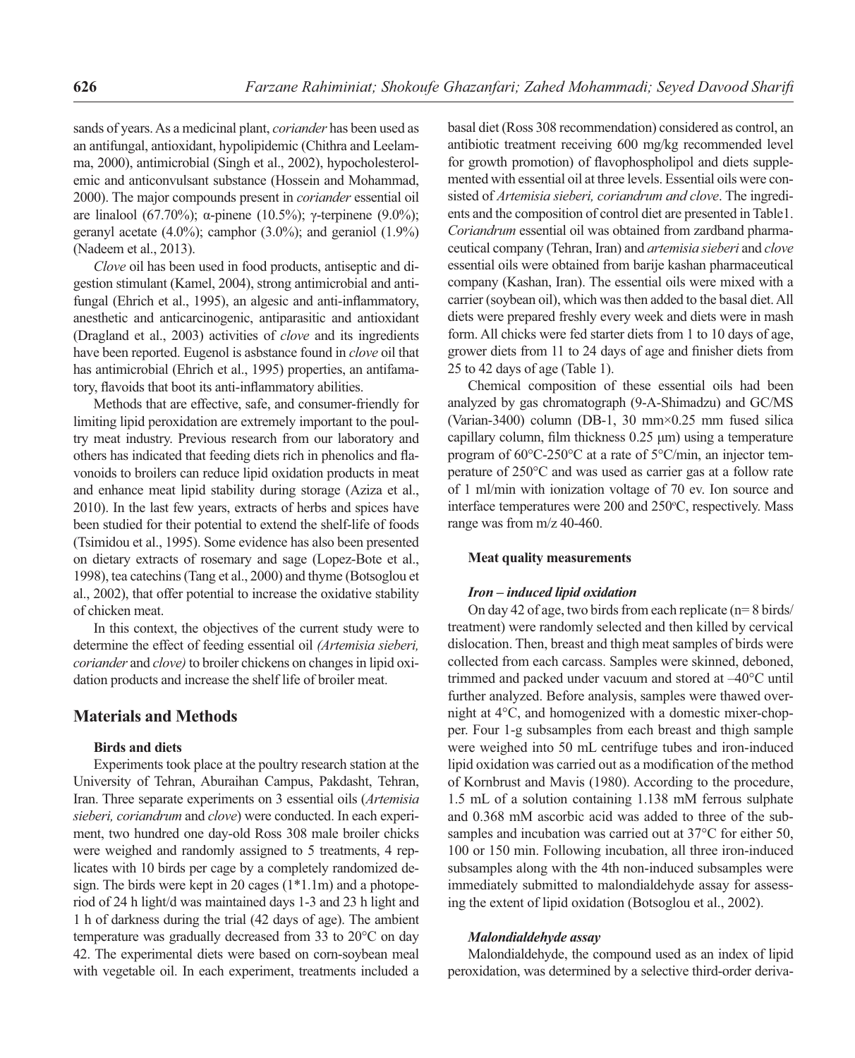sands of years. As a medicinal plant, *coriander* has been used as an antifungal, antioxidant, hypolipidemic (Chithra and Leelamma, 2000), antimicrobial (Singh et al., 2002), hypocholesterolemic and anticonvulsant substance (Hossein and Mohammad, 2000). The major compounds present in *coriander* essential oil are linalool (67.70%); α-pinene (10.5%); γ-terpinene (9.0%); geranyl acetate (4.0%); camphor (3.0%); and geraniol (1.9%) (Nadeem et al., 2013).

*Clove* oil has been used in food products, antiseptic and digestion stimulant (Kamel, 2004), strong antimicrobial and antifungal (Ehrich et al., 1995), an algesic and anti-inflammatory, anesthetic and anticarcinogenic, antiparasitic and antioxidant (Dragland et al., 2003) activities of *clove* and its ingredients have been reported. Eugenol is asbstance found in *clove* oil that has antimicrobial (Ehrich et al., 1995) properties, an antifamatory, flavoids that boot its anti-inflammatory abilities.

Methods that are effective, safe, and consumer-friendly for limiting lipid peroxidation are extremely important to the poultry meat industry. Previous research from our laboratory and others has indicated that feeding diets rich in phenolics and flavonoids to broilers can reduce lipid oxidation products in meat and enhance meat lipid stability during storage (Aziza et al., 2010). In the last few years, extracts of herbs and spices have been studied for their potential to extend the shelf-life of foods (Tsimidou et al., 1995). Some evidence has also been presented on dietary extracts of rosemary and sage (Lopez-Bote et al., 1998), tea catechins (Tang et al., 2000) and thyme (Botsoglou et al., 2002), that offer potential to increase the oxidative stability of chicken meat.

In this context, the objectives of the current study were to determine the effect of feeding essential oil *(Artemisia sieberi, coriander* and *clove)* to broiler chickens on changes in lipid oxidation products and increase the shelf life of broiler meat.

## Materials and Methods

### Birds and diets

Experiments took place at the poultry research station at the University of Tehran, Aburaihan Campus, Pakdasht, Tehran, Iran. Three separate experiments on 3 essential oils (*Artemisia sieberi, coriandrum* and *clove*) were conducted. In each experiment, two hundred one day-old Ross 308 male broiler chicks were weighed and randomly assigned to 5 treatments, 4 replicates with 10 birds per cage by a completely randomized design. The birds were kept in 20 cages (1*1.1m) and a photoperiod of 24 h light/d was maintained days 1-3 and 23 h light and 1 h of darkness during the trial (42 days of age). The ambient temperature was gradually decreased from 33 to 20°C on day 42. The experimental diets were based on corn-soybean meal with vegetable oil. In each experiment, treatments included a basal diet (Ross 308 recommendation) considered as control, an antibiotic treatment receiving 600 mg/kg recommended level for growth promotion) of flavophospholipol and diets supplemented with essential oil at three levels. Essential oils were consisted of *Artemisia sieberi, coriandrum and clove*. The ingredients and the composition of control diet are presented in Table1. *Coriandrum* essential oil was obtained from zardband pharmaceutical company (Tehran, Iran) and *artemisia sieberi* and *clove* essential oils were obtained from barije kashan pharmaceutical company (Kashan, Iran). The essential oils were mixed with a carrier (soybean oil), which was then added to the basal diet. All diets were prepared freshly every week and diets were in mash form. All chicks were fed starter diets from 1 to 10 days of age, grower diets from 11 to 24 days of age and finisher diets from 25 to 42 days of age (Table 1).

Chemical composition of these essential oils had been analyzed by gas chromatograph (9-A-Shimadzu) and GC/MS (Varian-3400) column (DB-1, 30 mm×0.25 mm fused silica capillary column, film thickness 0.25 μm) using a temperature program of 60°C-250°C at a rate of 5°C/min, an injector temperature of 250°C and was used as carrier gas at a follow rate of 1 ml/min with ionization voltage of 70 ev. Ion source and interface temperatures were 200 and 250°C, respectively. Mass range was from m/z 40-460.

### Meat quality measurements

#### *Iron – induced lipid oxidation*

On day 42 of age, two birds from each replicate (n= 8 birds/treatment) were randomly selected and then killed by cervical dislocation. Then, breast and thigh meat samples of birds were collected from each carcass. Samples were skinned, deboned, trimmed and packed under vacuum and stored at –40°C until further analyzed. Before analysis, samples were thawed overnight at 4°C, and homogenized with a domestic mixer-chopper. Four 1-g subsamples from each breast and thigh sample were weighed into 50 mL centrifuge tubes and iron-induced lipid oxidation was carried out as a modification of the method of Kornbrust and Mavis (1980). According to the procedure, 1.5 mL of a solution containing 1.138 mM ferrous sulphate and 0.368 mM ascorbic acid was added to three of the subsamples and incubation was carried out at 37°C for either 50, 100 or 150 min. Following incubation, all three iron-induced subsamples along with the 4th non-induced subsamples were immediately submitted to malondialdehyde assay for assessing the extent of lipid oxidation (Botsoglou et al., 2002).

#### *Malondialdehyde assay*

Malondialdehyde, the compound used as an index of lipid peroxidation, was determined by a selective third-order deriva-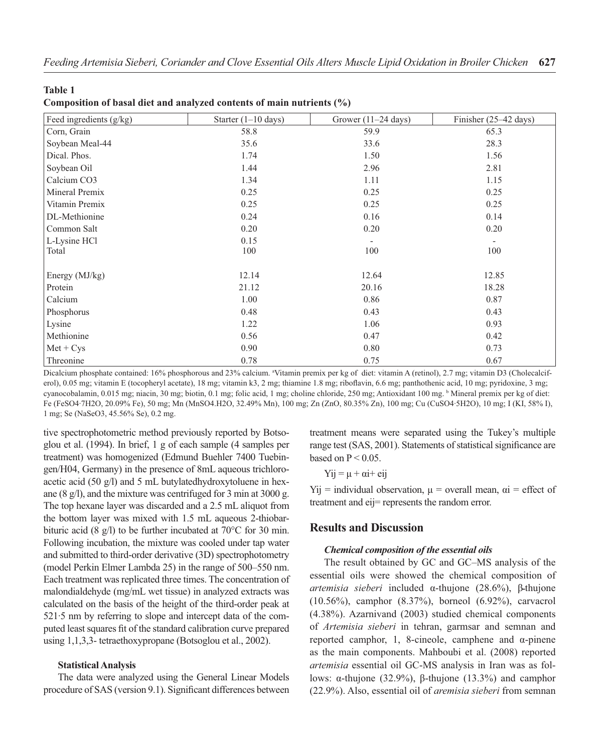**Table 1**
**Composition of basal diet and analyzed contents of main nutrients (%)**

| Feed ingredients (g/kg) | Starter (1–10 days) | Grower (11–24 days) | Finisher (25–42 days) |
|---|---|---|---|
| Corn, Grain | 58.8 | 59.9 | 65.3 |
| Soybean Meal-44 | 35.6 | 33.6 | 28.3 |
| Dical. Phos. | 1.74 | 1.50 | 1.56 |
| Soybean Oil | 1.44 | 2.96 | 2.81 |
| Calcium CO3 | 1.34 | 1.11 | 1.15 |
| Mineral Premix | 0.25 | 0.25 | 0.25 |
| Vitamin Premix | 0.25 | 0.25 | 0.25 |
| DL-Methionine | 0.24 | 0.16 | 0.14 |
| Common Salt | 0.20 | 0.20 | 0.20 |
| L-Lysine HCl | 0.15 | - | - |
| Total | 100 | 100 | 100 |
| Energy (MJ/kg) | 12.14 | 12.64 | 12.85 |
| Protein | 21.12 | 20.16 | 18.28 |
| Calcium | 1.00 | 0.86 | 0.87 |
| Phosphorus | 0.48 | 0.43 | 0.43 |
| Lysine | 1.22 | 1.06 | 0.93 |
| Methionine | 0.56 | 0.47 | 0.42 |
| Met + Cys | 0.90 | 0.80 | 0.73 |
| Threonine | 0.78 | 0.75 | 0.67 |

Dicalcium phosphate contained: 16% phosphorous and 23% calcium. [a]Vitamin premix per kg of diet: vitamin A (retinol), 2.7 mg; vitamin D3 (Cholecalciferol), 0.05 mg; vitamin E (tocopheryl acetate), 18 mg; vitamin k3, 2 mg; thiamine 1.8 mg; riboflavin, 6.6 mg; panthothenic acid, 10 mg; pyridoxine, 3 mg; cyanocobalamin, 0.015 mg; niacin, 30 mg; biotin, 0.1 mg; folic acid, 1 mg; choline chloride, 250 mg; Antioxidant 100 mg. [b] Mineral premix per kg of diet: Fe ($FeSO_4 \cdot 7H_2O$, 20.09% Fe), 50 mg; Mn ($MnSO_4 \cdot H_2O$, 32.49% Mn), 100 mg; Zn (ZnO, 80.35% Zn), 100 mg; Cu ($CuSO_4 \cdot 5H_2O$), 10 mg; I (KI, 58% I), 1 mg; Se ($NaSeO_3$, 45.56% Se), 0.2 mg.

tive spectrophotometric method previously reported by Botsoglou et al. (1994). In brief, 1 g of each sample (4 samples per treatment) was homogenized (Edmund Buehler 7400 Tuebingen/H04, Germany) in the presence of 8mL aqueous trichloroacetic acid (50 g/l) and 5 mL butylatedhydroxytoluene in hexane (8 g/l), and the mixture was centrifuged for 3 min at 3000 g. The top hexane layer was discarded and a 2.5 mL aliquot from the bottom layer was mixed with 1.5 mL aqueous 2-thiobarbituric acid (8 g/l) to be further incubated at 70°C for 30 min. Following incubation, the mixture was cooled under tap water and submitted to third-order derivative (3D) spectrophotometry (model Perkin Elmer Lambda 25) in the range of 500–550 nm. Each treatment was replicated three times. The concentration of malondialdehyde (mg/mL wet tissue) in analyzed extracts was calculated on the basis of the height of the third-order peak at 521·5 nm by referring to slope and intercept data of the computed least squares fit of the standard calibration curve prepared using 1,1,3,3- tetraethoxypropane (Botsoglou et al., 2002).

#### Statistical Analysis

The data were analyzed using the General Linear Models procedure of SAS (version 9.1). Significant differences between treatment means were separated using the Tukey's multiple range test (SAS, 2001). Statements of statistical significance are based on $P < 0.05$.

$$Y_{ij} = \mu + \alpha_i + e_{ij}$$

$Y_{ij}$ = individual observation, $\mu$ = overall mean, $\alpha_i$ = effect of treatment and $e_{ij}$= represents the random error.

## Results and Discussion

#### *Chemical composition of the essential oils*

The result obtained by GC and GC–MS analysis of the essential oils were showed the chemical composition of *artemisia sieberi* included α-thujone (28.6%), β-thujone (10.56%), camphor (8.37%), borneol (6.92%), carvacrol (4.38%). Azarnivand (2003) studied chemical components of *Artemisia sieberi* in tehran, garmsar and semnan and reported camphor, 1, 8-cineole, camphene and α-pinene as the main components. Mahboubi et al. (2008) reported *artemisia* essential oil GC-MS analysis in Iran was as follows: α-thujone (32.9%), β-thujone (13.3%) and camphor (22.9%). Also, essential oil of *aremisia sieberi* from semnan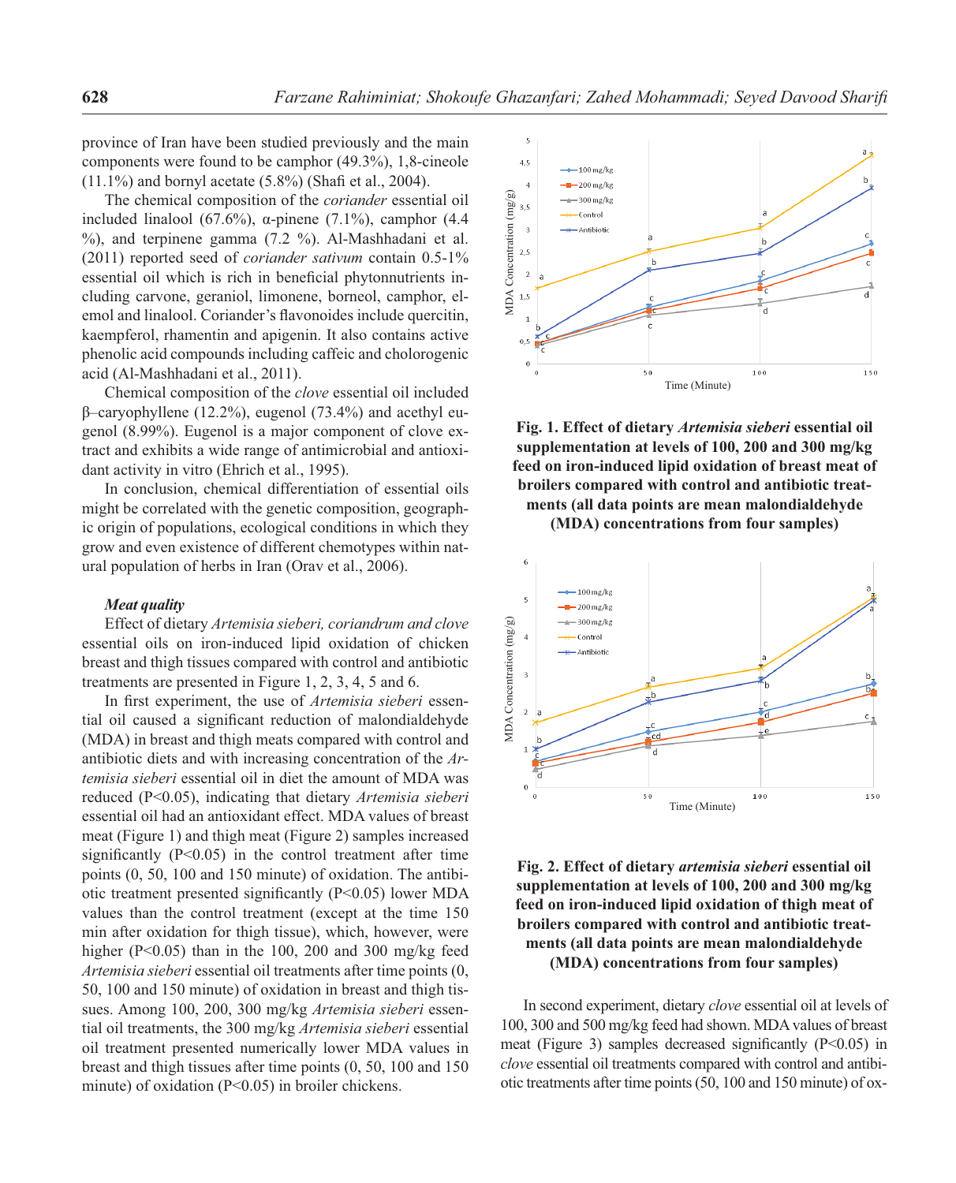province of Iran have been studied previously and the main components were found to be camphor (49.3%), 1,8-cineole (11.1%) and bornyl acetate (5.8%) (Shafi et al., 2004).

The chemical composition of the *coriander* essential oil included linalool (67.6%), α-pinene (7.1%), camphor (4.4 %), and terpinene gamma (7.2 %). Al-Mashhadani et al. (2011) reported seed of *coriander sativum* contain 0.5-1% essential oil which is rich in beneficial phytonnutrients including carvone, geraniol, limonene, borneol, camphor, elemol and linalool. Coriander's flavonoides include quercitin, kaempferol, rhamentin and apigenin. It also contains active phenolic acid compounds including caffeic and cholorogenic acid (Al-Mashhadani et al., 2011).

Chemical composition of the *clove* essential oil included β–caryophyllene (12.2%), eugenol (73.4%) and acethyl eugenol (8.99%). Eugenol is a major component of clove extract and exhibits a wide range of antimicrobial and antioxidant activity in vitro (Ehrich et al., 1995).

In conclusion, chemical differentiation of essential oils might be correlated with the genetic composition, geographic origin of populations, ecological conditions in which they grow and even existence of different chemotypes within natural population of herbs in Iran (Orav et al., 2006).

***Meat quality***

Effect of dietary *Artemisia sieberi, coriandrum and clove* essential oils on iron-induced lipid oxidation of chicken breast and thigh tissues compared with control and antibiotic treatments are presented in Figure 1, 2, 3, 4, 5 and 6.

In first experiment, the use of *Artemisia sieberi* essential oil caused a significant reduction of malondialdehyde (MDA) in breast and thigh meats compared with control and antibiotic diets and with increasing concentration of the *Artemisia sieberi* essential oil in diet the amount of MDA was reduced ($P<0.05$), indicating that dietary *Artemisia sieberi* essential oil had an antioxidant effect. MDA values of breast meat (Figure 1) and thigh meat (Figure 2) samples increased significantly ($P<0.05$) in the control treatment after time points (0, 50, 100 and 150 minute) of oxidation. The antibiotic treatment presented significantly ($P<0.05$) lower MDA values than the control treatment (except at the time 150 min after oxidation for thigh tissue), which, however, were higher ($P<0.05$) than in the 100, 200 and 300 mg/kg feed *Artemisia sieberi* essential oil treatments after time points (0, 50, 100 and 150 minute) of oxidation in breast and thigh tissues. Among 100, 200, 300 mg/kg *Artemisia sieberi* essential oil treatments, the 300 mg/kg *Artemisia sieberi* essential oil treatment presented numerically lower MDA values in breast and thigh tissues after time points (0, 50, 100 and 150 minute) of oxidation ($P<0.05$) in broiler chickens.

**Fig. 1. Effect of dietary *Artemisia sieberi* essential oil supplementation at levels of 100, 200 and 300 mg/kg feed on iron-induced lipid oxidation of breast meat of broilers compared with control and antibiotic treatments (all data points are mean malondialdehyde (MDA) concentrations from four samples)**

**Fig. 2. Effect of dietary *artemisia sieberi* essential oil supplementation at levels of 100, 200 and 300 mg/kg feed on iron-induced lipid oxidation of thigh meat of broilers compared with control and antibiotic treatments (all data points are mean malondialdehyde (MDA) concentrations from four samples)**

In second experiment, dietary *clove* essential oil at levels of 100, 300 and 500 mg/kg feed had shown. MDA values of breast meat (Figure 3) samples decreased significantly ($P<0.05$) in *clove* essential oil treatments compared with control and antibiotic treatments after time points (50, 100 and 150 minute) of ox-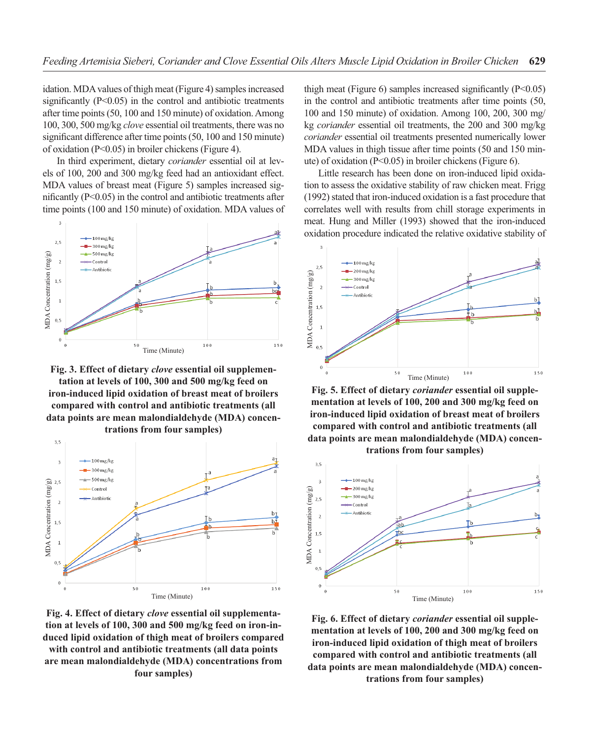idation. MDA values of thigh meat (Figure 4) samples increased significantly (P<0.05) in the control and antibiotic treatments after time points (50, 100 and 150 minute) of oxidation. Among 100, 300, 500 mg/kg *clove* essential oil treatments, there was no significant difference after time points (50, 100 and 150 minute) of oxidation (P<0.05) in broiler chickens (Figure 4).

In third experiment, dietary *coriander* essential oil at levels of 100, 200 and 300 mg/kg feed had an antioxidant effect. MDA values of breast meat (Figure 5) samples increased significantly (P<0.05) in the control and antibiotic treatments after time points (100 and 150 minute) of oxidation. MDA values of thigh meat (Figure 6) samples increased significantly (P<0.05) in the control and antibiotic treatments after time points (50, 100 and 150 minute) of oxidation. Among 100, 200, 300 mg/kg *coriander* essential oil treatments, the 200 and 300 mg/kg *coriander* essential oil treatments presented numerically lower MDA values in thigh tissue after time points (50 and 150 minute) of oxidation (P<0.05) in broiler chickens (Figure 6).

Little research has been done on iron-induced lipid oxidation to assess the oxidative stability of raw chicken meat. Frigg (1992) stated that iron-induced oxidation is a fast procedure that correlates well with results from chill storage experiments in meat. Hung and Miller (1993) showed that the iron-induced oxidation procedure indicated the relative oxidative stability of

**Fig. 3. Effect of dietary *clove* essential oil supplementation at levels of 100, 300 and 500 mg/kg feed on iron-induced lipid oxidation of breast meat of broilers compared with control and antibiotic treatments (all data points are mean malondialdehyde (MDA) concentrations from four samples)**

**Fig. 4. Effect of dietary *clove* essential oil supplementation at levels of 100, 300 and 500 mg/kg feed on iron-induced lipid oxidation of thigh meat of broilers compared with control and antibiotic treatments (all data points are mean malondialdehyde (MDA) concentrations from four samples)**

**Fig. 5. Effect of dietary *coriander* essential oil supplementation at levels of 100, 200 and 300 mg/kg feed on iron-induced lipid oxidation of breast meat of broilers compared with control and antibiotic treatments (all data points are mean malondialdehyde (MDA) concentrations from four samples)**

**Fig. 6. Effect of dietary *coriander* essential oil supplementation at levels of 100, 200 and 300 mg/kg feed on iron-induced lipid oxidation of thigh meat of broilers compared with control and antibiotic treatments (all data points are mean malondialdehyde (MDA) concentrations from four samples)**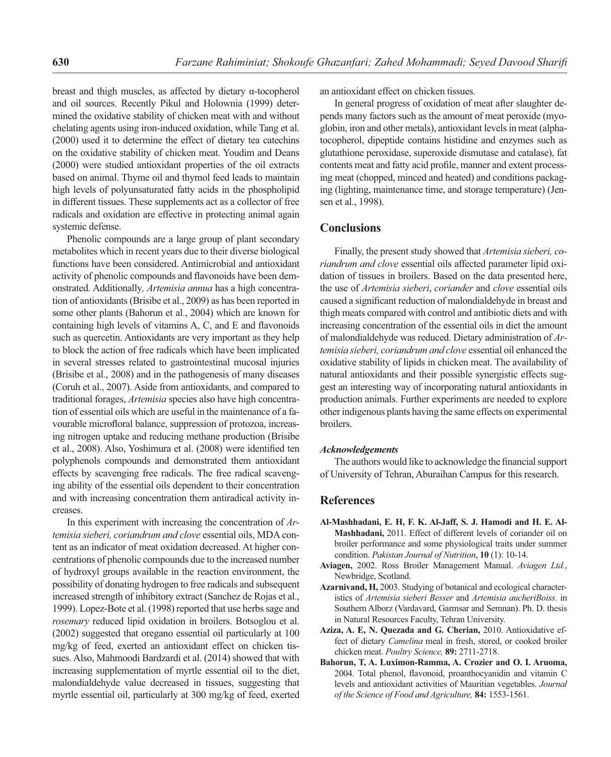breast and thigh muscles, as affected by dietary α-tocopherol and oil sources. Recently Pikul and Holownia (1999) determined the oxidative stability of chicken meat with and without chelating agents using iron-induced oxidation, while Tang et al. (2000) used it to determine the effect of dietary tea catechins on the oxidative stability of chicken meat. Youdim and Deans (2000) were studied antioxidant properties of the oil extracts based on animal. Thyme oil and thymol feed leads to maintain high levels of polyunsaturated fatty acids in the phospholipid in different tissues. These supplements act as a collector of free radicals and oxidation are effective in protecting animal again systemic defense.

Phenolic compounds are a large group of plant secondary metabolites which in recent years due to their diverse biological functions have been considered. Antimicrobial and antioxidant activity of phenolic compounds and flavonoids have been demonstrated. Additionally*, Artemisia annua* has a high concentration of antioxidants (Brisibe et al., 2009) as has been reported in some other plants (Bahorun et al., 2004) which are known for containing high levels of vitamins A, C, and E and flavonoids such as quercetin. Antioxidants are very important as they help to block the action of free radicals which have been implicated in several stresses related to gastrointestinal mucosal injuries (Brisibe et al., 2008) and in the pathogenesis of many diseases (Coruh et al., 2007). Aside from antioxidants, and compared to traditional forages, *Artemisia* species also have high concentration of essential oils which are useful in the maintenance of a favourable microfloral balance, suppression of protozoa, increasing nitrogen uptake and reducing methane production (Brisibe et al., 2008). Also, Yoshimura et al. (2008) were identified ten polyphenols compounds and demonstrated them antioxidant effects by scavenging free radicals. The free radical scavenging ability of the essential oils dependent to their concentration and with increasing concentration them antiradical activity increases.

In this experiment with increasing the concentration of *Artemisia sieberi, coriandrum and clove* essential oils, MDA content as an indicator of meat oxidation decreased. At higher concentrations of phenolic compounds due to the increased number of hydroxyl groups available in the reaction environment, the possibility of donating hydrogen to free radicals and subsequent increased strength of inhibitory extract (Sanchez de Rojas et al., 1999). Lopez-Bote et al. (1998) reported that use herbs sage and *rosemary* reduced lipid oxidation in broilers. Botsoglou et al. (2002) suggested that oregano essential oil particularly at 100 mg/kg of feed, exerted an antioxidant effect on chicken tissues. Also, Mahmoodi Bardzardi et al. (2014) showed that with increasing supplementation of myrtle essential oil to the diet, malondialdehyde value decreased in tissues, suggesting that myrtle essential oil, particularly at 300 mg/kg of feed, exerted an antioxidant effect on chicken tissues.

In general progress of oxidation of meat after slaughter depends many factors such as the amount of meat peroxide (myoglobin, iron and other metals), antioxidant levels in meat (alphatocopherol, dipeptide contains histidine and enzymes such as glutathione peroxidase, superoxide dismutase and catalase), fat contents meat and fatty acid profile, manner and extent processing meat (chopped, minced and heated) and conditions packaging (lighting, maintenance time, and storage temperature) (Jensen et al., 1998).

## Conclusions

Finally, the present study showed that *Artemisia sieberi, coriandrum and clove* essential oils affected parameter lipid oxidation of tissues in broilers. Based on the data presented here, the use of *Artemisia sieberi*, *coriander* and *clove* essential oils caused a significant reduction of malondialdehyde in breast and thigh meats compared with control and antibiotic diets and with increasing concentration of the essential oils in diet the amount of malondialdehyde was reduced. Dietary administration of *Artemisia sieberi, coriandrum and clove* essential oil enhanced the oxidative stability of lipids in chicken meat. The availability of natural antioxidants and their possible synergistic effects suggest an interesting way of incorporating natural antioxidants in production animals. Further experiments are needed to explore other indigenous plants having the same effects on experimental broilers.

### *Acknowledgements*

The authors would like to acknowledge the financial support of University of Tehran, Aburaihan Campus for this research.

## References

**Al-Mashhadani, E. H, F. K. Al-Jaff, S. J. Hamodi and H. E. Al-Mashhadani,** 2011. Effect of different levels of coriander oil on broiler performance and some physiological traits under summer condition. *Pakistan Journal of Nutrition*, **10** (1): 10-14.

**Aviagen,** 2002. Ross Broiler Management Manual. *Aviagen Ltd.*, Newbridge, Scotland.

**Azarnivand, H,** 2003. Studying of botanical and ecological characteristics of *Artemisia sieberi Besser* and *Artemisia aucheriBoiss*. in Southern Alborz (Vardavard, Garmsar and Semnan). Ph. D. thesis in Natural Resources Faculty, Tehran University.

**Aziza, A. E, N. Quezada and G. Cherian,** 2010. Antioxidative effect of dietary *Camelina* meal in fresh, stored, or cooked broiler chicken meat. *Poultry Science,* **89:** 2711-2718.

**Bahorun, T, A. Luximon-Ramma, A. Crozier and O. I. Aruoma,** 2004. Total phenol, flavonoid, proanthocyanidin and vitamin C levels and antioxidant activities of Mauritian vegetables. *Journal of the Science of Food and Agriculture,* **84:** 1553-1561.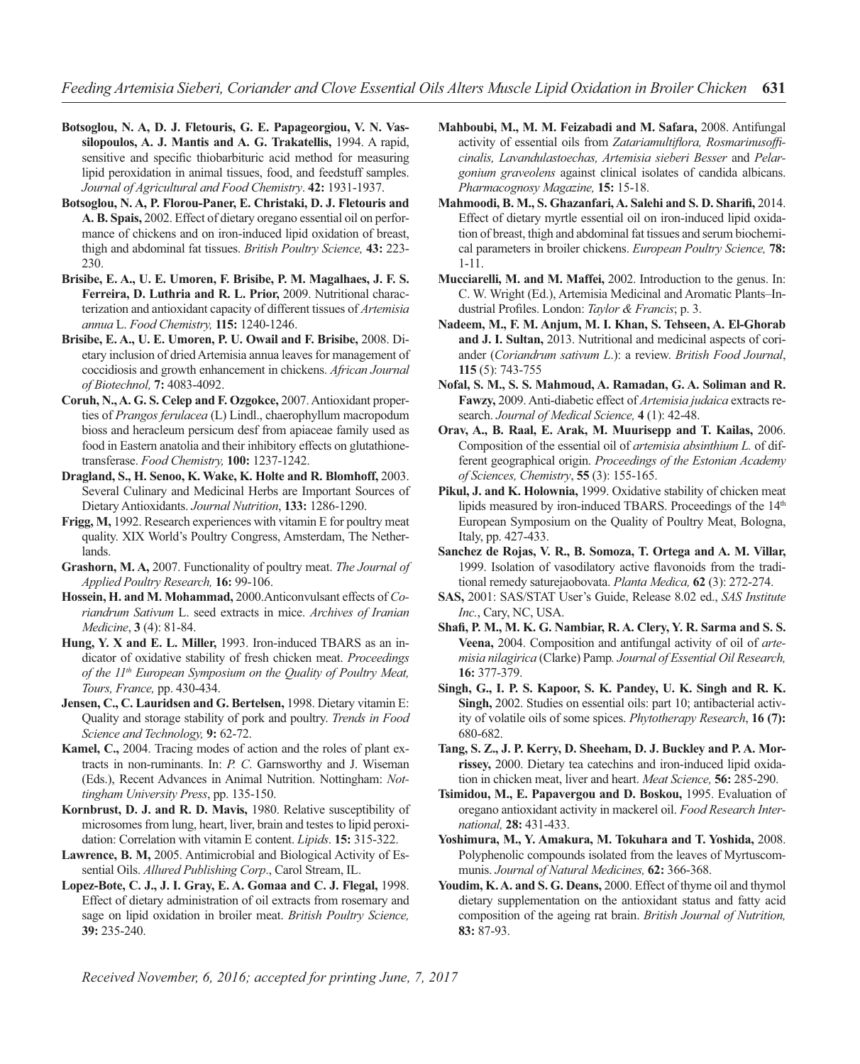**Botsoglou, N. A, D. J. Fletouris, G. E. Papageorgiou, V. N. Vassilopoulos, A. J. Mantis and A. G. Trakatellis,** 1994. A rapid, sensitive and specific thiobarbituric acid method for measuring lipid peroxidation in animal tissues, food, and feedstuff samples. *Journal of Agricultural and Food Chemistry*. **42:** 1931-1937.

**Botsoglou, N. A, P. Florou-Paner, E. Christaki, D. J. Fletouris and A. B. Spais,** 2002. Effect of dietary oregano essential oil on performance of chickens and on iron-induced lipid oxidation of breast, thigh and abdominal fat tissues. *British Poultry Science,* **43:** 223-230.

**Brisibe, E. A., U. E. Umoren, F. Brisibe, P. M. Magalhaes, J. F. S. Ferreira, D. Luthria and R. L. Prior,** 2009. Nutritional characterization and antioxidant capacity of different tissues of *Artemisia annua* L. *Food Chemistry,* **115:** 1240-1246.

**Brisibe, E. A., U. E. Umoren, P. U. Owail and F. Brisibe,** 2008. Dietary inclusion of dried Artemisia annua leaves for management of coccidiosis and growth enhancement in chickens. *African Journal of Biotechnol,* **7:** 4083-4092.

**Coruh, N., A. G. S. Celep and F. Ozgokce,** 2007. Antioxidant properties of *Prangos ferulacea* (L) Lindl., chaerophyllum macropodum bioss and heracleum persicum desf from apiaceae family used as food in Eastern anatolia and their inhibitory effects on glutathione-transferase. *Food Chemistry,* **100:** 1237-1242.

**Dragland, S., H. Senoo, K. Wake, K. Holte and R. Blomhoff,** 2003. Several Culinary and Medicinal Herbs are Important Sources of Dietary Antioxidants. *Journal Nutrition*, **133:** 1286-1290.

**Frigg, M,** 1992. Research experiences with vitamin E for poultry meat quality. XIX World's Poultry Congress, Amsterdam, The Netherlands.

**Grashorn, M. A,** 2007. Functionality of poultry meat. *The Journal of Applied Poultry Research,* **16:** 99-106.

**Hossein, H. and M. Mohammad,** 2000.Anticonvulsant effects of *Coriandrum Sativum* L. seed extracts in mice. *Archives of Iranian Medicine*, **3** (4): 81-84.

**Hung, Y. X and E. L. Miller,** 1993. Iron-induced TBARS as an indicator of oxidative stability of fresh chicken meat. *Proceedings of the 11th European Symposium on the Quality of Poultry Meat, Tours, France,* pp. 430-434.

**Jensen, C., C. Lauridsen and G. Bertelsen,** 1998. Dietary vitamin E: Quality and storage stability of pork and poultry. *Trends in Food Science and Technology,* **9:** 62-72.

**Kamel, C.,** 2004. Tracing modes of action and the roles of plant extracts in non-ruminants. In: *P. C.* Garnsworthy and J. Wiseman (Eds.), Recent Advances in Animal Nutrition. Nottingham: *Nottingham University Press*, pp. 135-150.

**Kornbrust, D. J. and R. D. Mavis,** 1980. Relative susceptibility of microsomes from lung, heart, liver, brain and testes to lipid peroxidation: Correlation with vitamin E content. *Lipids*. **15:** 315-322.

**Lawrence, B. M,** 2005. Antimicrobial and Biological Activity of Essential Oils. *Allured Publishing Corp*., Carol Stream, IL.

**Lopez-Bote, C. J., J. I. Gray, E. A. Gomaa and C. J. Flegal,** 1998. Effect of dietary administration of oil extracts from rosemary and sage on lipid oxidation in broiler meat. *British Poultry Science,* **39:** 235-240.

**Mahboubi, M., M. M. Feizabadi and M. Safara,** 2008. Antifungal activity of essential oils from *Zatariamultiflora, Rosmarinusofficinalis, Lavandulastoechas, Artemisia sieberi Besser* and *Pelargonium graveolens* against clinical isolates of candida albicans. *Pharmacognosy Magazine,* **15:** 15-18.

**Mahmoodi, B. M., S. Ghazanfari, A. Salehi and S. D. Sharifi,** 2014. Effect of dietary myrtle essential oil on iron-induced lipid oxidation of breast, thigh and abdominal fat tissues and serum biochemical parameters in broiler chickens. *European Poultry Science,* **78:** 1-11.

**Mucciarelli, M. and M. Maffei,** 2002. Introduction to the genus. In: C. W. Wright (Ed.), Artemisia Medicinal and Aromatic Plants–Industrial Profiles. London: *Taylor & Francis*; p. 3.

**Nadeem, M., F. M. Anjum, M. I. Khan, S. Tehseen, A. El-Ghorab and J. I. Sultan,** 2013. Nutritional and medicinal aspects of coriander (*Coriandrum sativum L*.): a review. *British Food Journal*, **115** (5): 743-755

**Nofal, S. M., S. S. Mahmoud, A. Ramadan, G. A. Soliman and R. Fawzy,** 2009. Anti-diabetic effect of *Artemisia judaica* extracts research. *Journal of Medical Science,* **4** (1): 42-48.

**Orav, A., B. Raal, E. Arak, M. Muurisepp and T. Kailas,** 2006. Composition of the essential oil of *artemisia absinthium L.* of different geographical origin. *Proceedings of the Estonian Academy of Sciences, Chemistry*, **55** (3): 155-165.

**Pikul, J. and K. Holownia,** 1999. Oxidative stability of chicken meat lipids measured by iron-induced TBARS. Proceedings of the 14th European Symposium on the Quality of Poultry Meat, Bologna, Italy, pp. 427-433.

**Sanchez de Rojas, V. R., B. Somoza, T. Ortega and A. M. Villar,** 1999. Isolation of vasodilatory active flavonoids from the traditional remedy saturejaobovata. *Planta Medica,* **62** (3): 272-274.

**SAS,** 2001: SAS/STAT User's Guide, Release 8.02 ed., *SAS Institute Inc.*, Cary, NC, USA.

**Shafi, P. M., M. K. G. Nambiar, R. A. Clery, Y. R. Sarma and S. S. Veena,** 2004. Composition and antifungal activity of oil of *artemisia nilagirica* (Clarke) Pamp*. Journal of Essential Oil Research,* **16:** 377-379.

**Singh, G., I. P. S. Kapoor, S. K. Pandey, U. K. Singh and R. K. Singh,** 2002. Studies on essential oils: part 10; antibacterial activity of volatile oils of some spices. *Phytotherapy Research*, **16 (7):** 680-682.

**Tang, S. Z., J. P. Kerry, D. Sheeham, D. J. Buckley and P. A. Morrissey,** 2000. Dietary tea catechins and iron-induced lipid oxidation in chicken meat, liver and heart. *Meat Science,* **56:** 285-290.

**Tsimidou, M., E. Papavergou and D. Boskou,** 1995. Evaluation of oregano antioxidant activity in mackerel oil. *Food Research International,* **28:** 431-433.

**Yoshimura, M., Y. Amakura, M. Tokuhara and T. Yoshida,** 2008. Polyphenolic compounds isolated from the leaves of Myrtuscommunis. *Journal of Natural Medicines,* **62:** 366-368.

**Youdim, K. A. and S. G. Deans,** 2000. Effect of thyme oil and thymol dietary supplementation on the antioxidant status and fatty acid composition of the ageing rat brain. *British Journal of Nutrition,* **83:** 87-93.

*Received November, 6, 2016; accepted for printing June, 7, 2017*